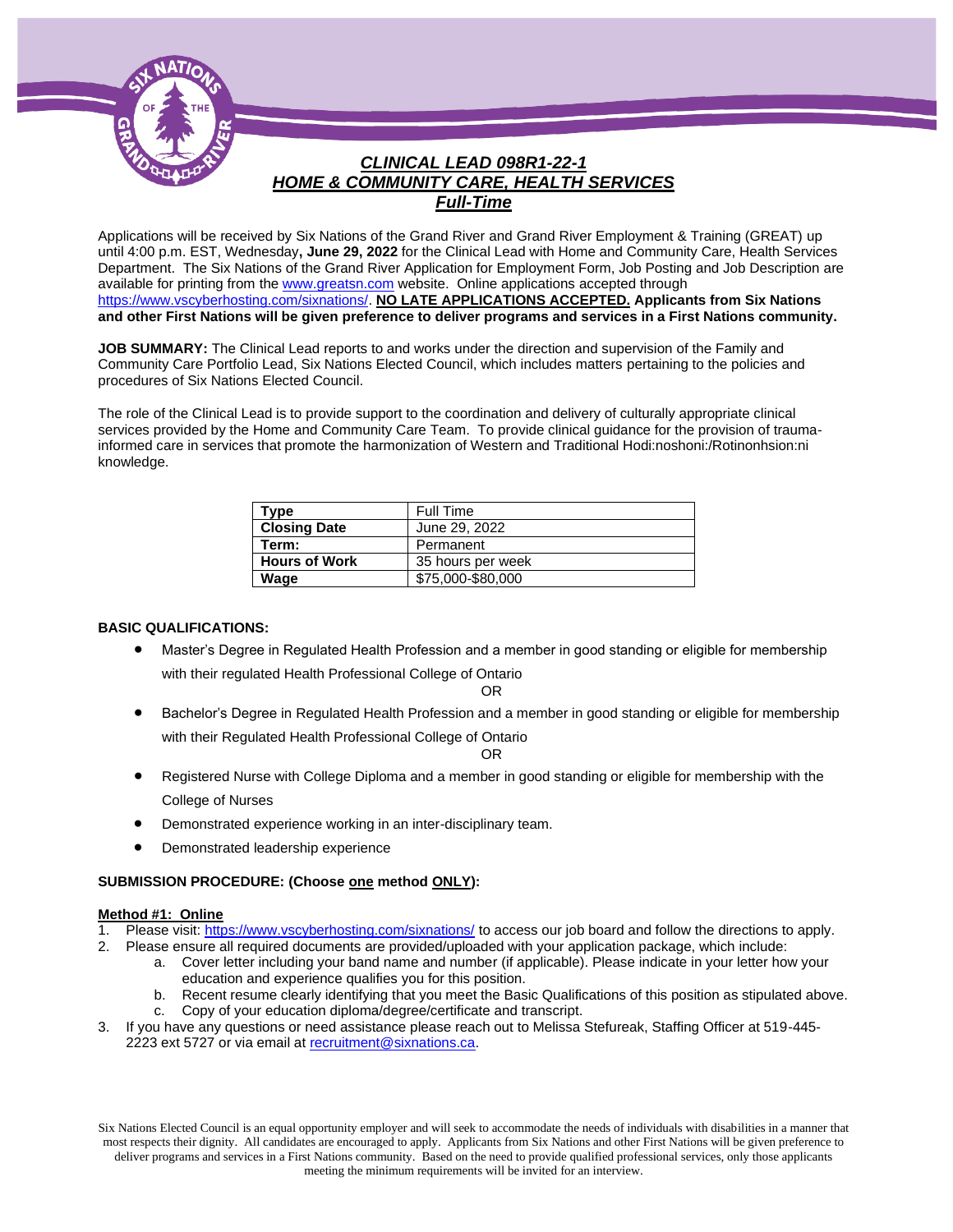# *CLINICAL LEAD 098R1-22-1*
## *HOME & COMMUNITY CARE, HEALTH SERVICES*
### *Full-Time*

Applications will be received by Six Nations of the Grand River and Grand River Employment & Training (GREAT) up until 4:00 p.m. EST, Wednesday**, June 29, 2022** for the Clinical Lead with Home and Community Care, Health Services Department. The Six Nations of the Grand River Application for Employment Form, Job Posting and Job Description are available for printing from the www.greatsn.com website. Online applications accepted through https://www.vscyberhosting.com/sixnations/. **NO LATE APPLICATIONS ACCEPTED. Applicants from Six Nations and other First Nations will be given preference to deliver programs and services in a First Nations community.**

**JOB SUMMARY:** The Clinical Lead reports to and works under the direction and supervision of the Family and Community Care Portfolio Lead, Six Nations Elected Council, which includes matters pertaining to the policies and procedures of Six Nations Elected Council.

The role of the Clinical Lead is to provide support to the coordination and delivery of culturally appropriate clinical services provided by the Home and Community Care Team. To provide clinical guidance for the provision of trauma-informed care in services that promote the harmonization of Western and Traditional Hodi:noshoni:/Rotinonhsion:ni knowledge.

| **Type** | Full Time |
|---|---|
| **Closing Date** | June 29, 2022 |
| **Term:** | Permanent |
| **Hours of Work** | 35 hours per week |
| **Wage** | $75,000-$80,000 |

**BASIC QUALIFICATIONS:**

- Master's Degree in Regulated Health Profession and a member in good standing or eligible for membership with their regulated Health Professional College of Ontario

OR

- Bachelor's Degree in Regulated Health Profession and a member in good standing or eligible for membership with their Regulated Health Professional College of Ontario

OR

- Registered Nurse with College Diploma and a member in good standing or eligible for membership with the College of Nurses
- Demonstrated experience working in an inter-disciplinary team.
- Demonstrated leadership experience

**SUBMISSION PROCEDURE: (Choose one method ONLY):**

**Method #1: Online**

1. Please visit: https://www.vscyberhosting.com/sixnations/ to access our job board and follow the directions to apply.
2. Please ensure all required documents are provided/uploaded with your application package, which include:
   a. Cover letter including your band name and number (if applicable). Please indicate in your letter how your education and experience qualifies you for this position.
   b. Recent resume clearly identifying that you meet the Basic Qualifications of this position as stipulated above.
   c. Copy of your education diploma/degree/certificate and transcript.
3. If you have any questions or need assistance please reach out to Melissa Stefureak, Staffing Officer at 519-445-2223 ext 5727 or via email at recruitment@sixnations.ca.

Six Nations Elected Council is an equal opportunity employer and will seek to accommodate the needs of individuals with disabilities in a manner that most respects their dignity. All candidates are encouraged to apply. Applicants from Six Nations and other First Nations will be given preference to deliver programs and services in a First Nations community. Based on the need to provide qualified professional services, only those applicants meeting the minimum requirements will be invited for an interview.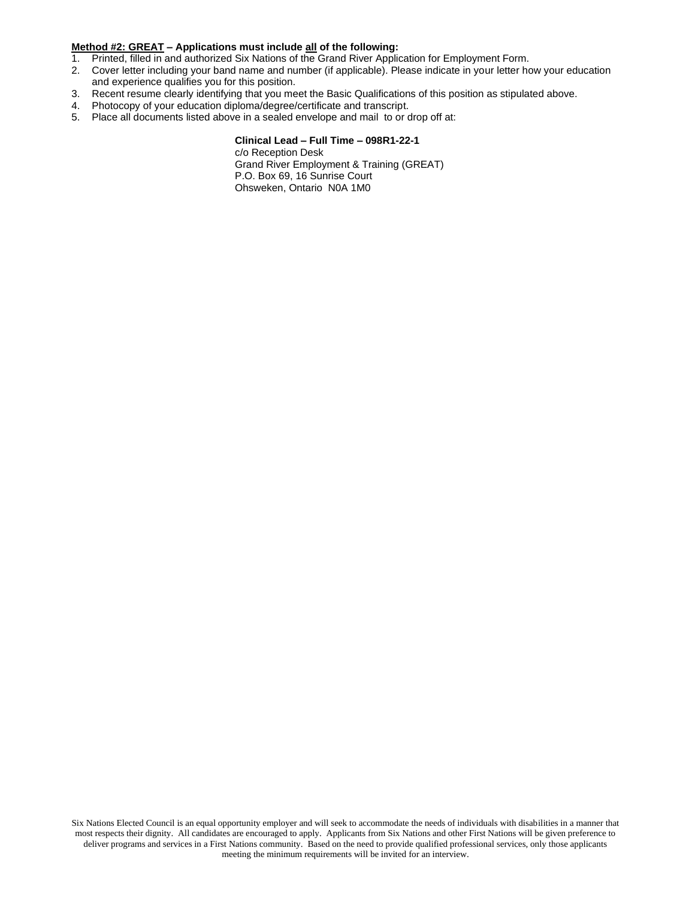**<u>Method #2: GREAT</u> – Applications must include <u>all</u> of the following:**

1. Printed, filled in and authorized Six Nations of the Grand River Application for Employment Form.
2. Cover letter including your band name and number (if applicable). Please indicate in your letter how your education and experience qualifies you for this position.
3. Recent resume clearly identifying that you meet the Basic Qualifications of this position as stipulated above.
4. Photocopy of your education diploma/degree/certificate and transcript.
5. Place all documents listed above in a sealed envelope and mail to or drop off at:

**Clinical Lead – Full Time – 098R1-22-1**
c/o Reception Desk
Grand River Employment & Training (GREAT)
P.O. Box 69, 16 Sunrise Court
Ohsweken, Ontario N0A 1M0

Six Nations Elected Council is an equal opportunity employer and will seek to accommodate the needs of individuals with disabilities in a manner that most respects their dignity. All candidates are encouraged to apply. Applicants from Six Nations and other First Nations will be given preference to deliver programs and services in a First Nations community. Based on the need to provide qualified professional services, only those applicants meeting the minimum requirements will be invited for an interview.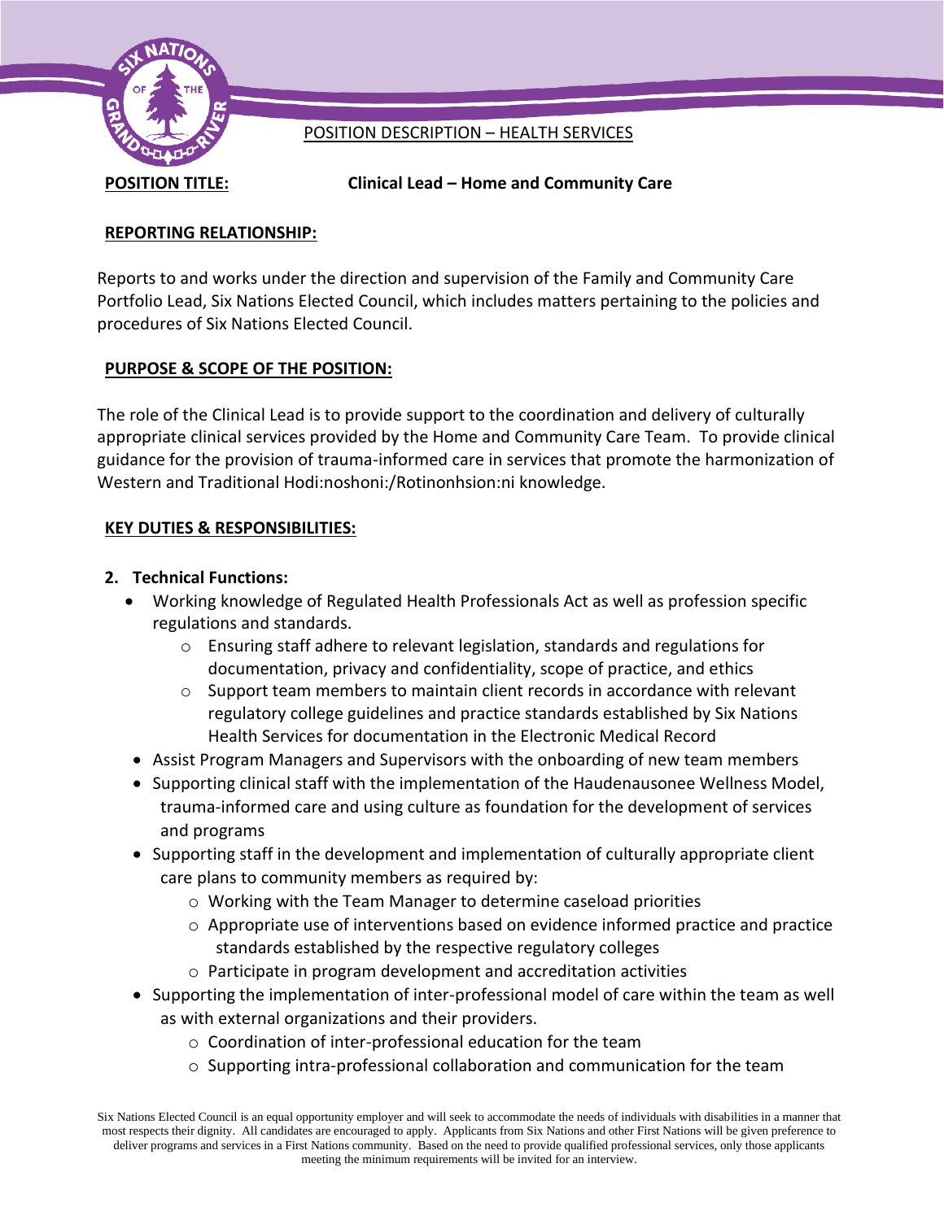POSITION DESCRIPTION – HEALTH SERVICES

**POSITION TITLE:** **Clinical Lead – Home and Community Care**

## REPORTING RELATIONSHIP:

Reports to and works under the direction and supervision of the Family and Community Care Portfolio Lead, Six Nations Elected Council, which includes matters pertaining to the policies and procedures of Six Nations Elected Council.

## PURPOSE & SCOPE OF THE POSITION:

The role of the Clinical Lead is to provide support to the coordination and delivery of culturally appropriate clinical services provided by the Home and Community Care Team. To provide clinical guidance for the provision of trauma-informed care in services that promote the harmonization of Western and Traditional Hodi:noshoni:/Rotinonhsion:ni knowledge.

## KEY DUTIES & RESPONSIBILITIES:

2. **Technical Functions:**
    - Working knowledge of Regulated Health Professionals Act as well as profession specific regulations and standards.
        - Ensuring staff adhere to relevant legislation, standards and regulations for documentation, privacy and confidentiality, scope of practice, and ethics
        - Support team members to maintain client records in accordance with relevant regulatory college guidelines and practice standards established by Six Nations Health Services for documentation in the Electronic Medical Record
    - Assist Program Managers and Supervisors with the onboarding of new team members
    - Supporting clinical staff with the implementation of the Haudenausonee Wellness Model, trauma-informed care and using culture as foundation for the development of services and programs
    - Supporting staff in the development and implementation of culturally appropriate client care plans to community members as required by:
        - Working with the Team Manager to determine caseload priorities
        - Appropriate use of interventions based on evidence informed practice and practice standards established by the respective regulatory colleges
        - Participate in program development and accreditation activities
    - Supporting the implementation of inter-professional model of care within the team as well as with external organizations and their providers.
        - Coordination of inter-professional education for the team
        - Supporting intra-professional collaboration and communication for the team

Six Nations Elected Council is an equal opportunity employer and will seek to accommodate the needs of individuals with disabilities in a manner that most respects their dignity. All candidates are encouraged to apply. Applicants from Six Nations and other First Nations will be given preference to deliver programs and services in a First Nations community. Based on the need to provide qualified professional services, only those applicants meeting the minimum requirements will be invited for an interview.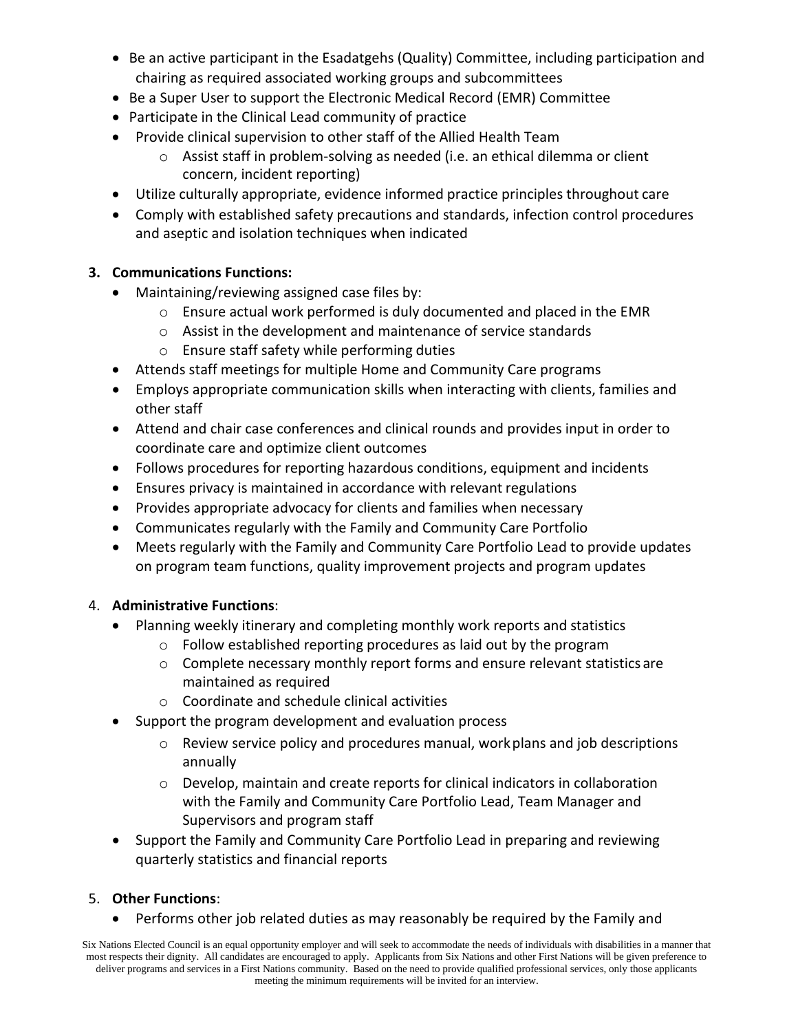- Be an active participant in the Esadatgehs (Quality) Committee, including participation and chairing as required associated working groups and subcommittees
- Be a Super User to support the Electronic Medical Record (EMR) Committee
- Participate in the Clinical Lead community of practice
- Provide clinical supervision to other staff of the Allied Health Team
  - Assist staff in problem-solving as needed (i.e. an ethical dilemma or client concern, incident reporting)
- Utilize culturally appropriate, evidence informed practice principles throughout care
- Comply with established safety precautions and standards, infection control procedures and aseptic and isolation techniques when indicated

3. **Communications Functions:**
   - Maintaining/reviewing assigned case files by:
     - Ensure actual work performed is duly documented and placed in the EMR
     - Assist in the development and maintenance of service standards
     - Ensure staff safety while performing duties
   - Attends staff meetings for multiple Home and Community Care programs
   - Employs appropriate communication skills when interacting with clients, families and other staff
   - Attend and chair case conferences and clinical rounds and provides input in order to coordinate care and optimize client outcomes
   - Follows procedures for reporting hazardous conditions, equipment and incidents
   - Ensures privacy is maintained in accordance with relevant regulations
   - Provides appropriate advocacy for clients and families when necessary
   - Communicates regularly with the Family and Community Care Portfolio
   - Meets regularly with the Family and Community Care Portfolio Lead to provide updates on program team functions, quality improvement projects and program updates

4. **Administrative Functions**:
   - Planning weekly itinerary and completing monthly work reports and statistics
     - Follow established reporting procedures as laid out by the program
     - Complete necessary monthly report forms and ensure relevant statistics are maintained as required
     - Coordinate and schedule clinical activities
   - Support the program development and evaluation process
     - Review service policy and procedures manual, workplans and job descriptions annually
     - Develop, maintain and create reports for clinical indicators in collaboration with the Family and Community Care Portfolio Lead, Team Manager and Supervisors and program staff
   - Support the Family and Community Care Portfolio Lead in preparing and reviewing quarterly statistics and financial reports

5. **Other Functions**:
   - Performs other job related duties as may reasonably be required by the Family and

Six Nations Elected Council is an equal opportunity employer and will seek to accommodate the needs of individuals with disabilities in a manner that most respects their dignity. All candidates are encouraged to apply. Applicants from Six Nations and other First Nations will be given preference to deliver programs and services in a First Nations community. Based on the need to provide qualified professional services, only those applicants meeting the minimum requirements will be invited for an interview.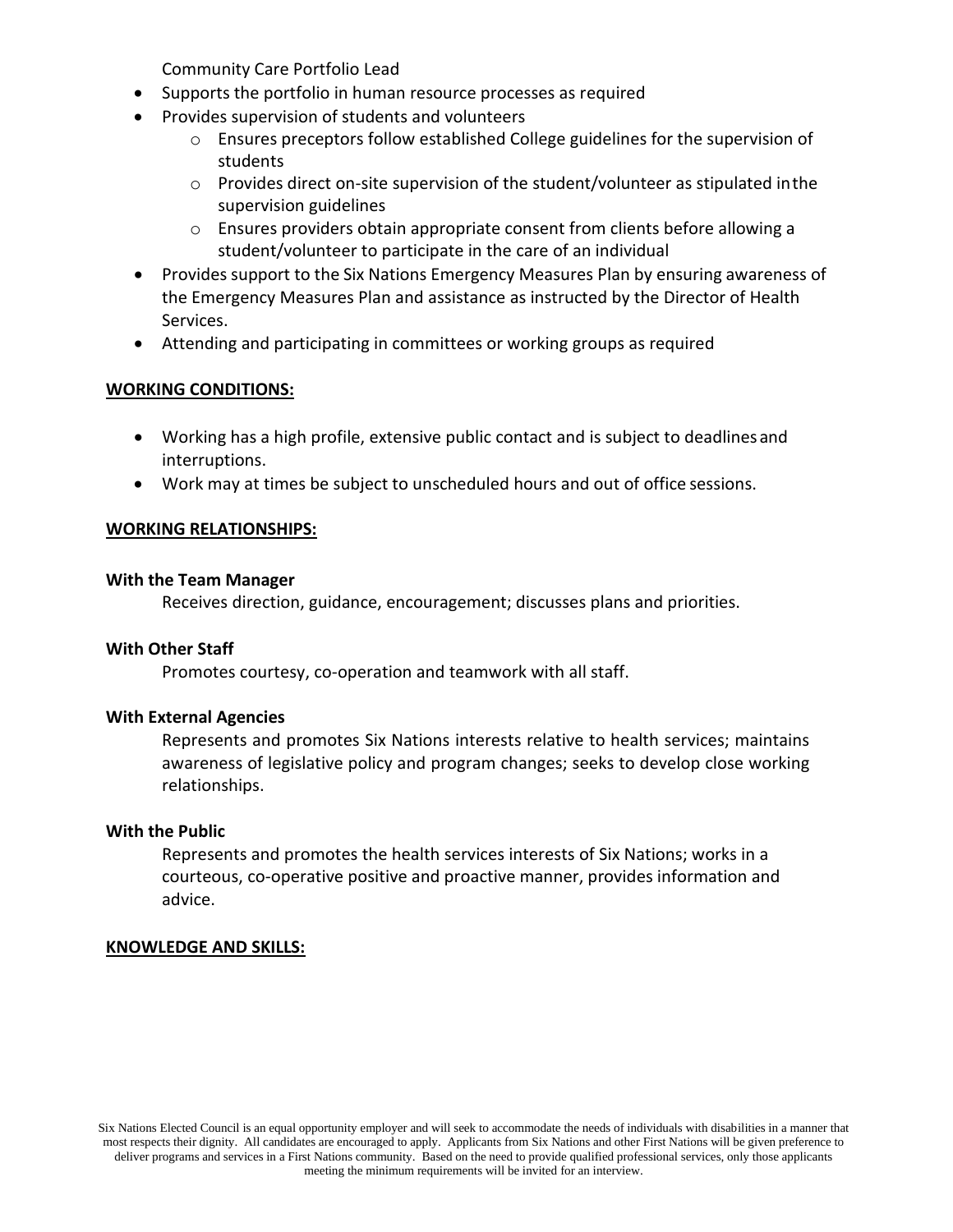Community Care Portfolio Lead

- Supports the portfolio in human resource processes as required
- Provides supervision of students and volunteers
  - Ensures preceptors follow established College guidelines for the supervision of students
  - Provides direct on-site supervision of the student/volunteer as stipulated inthe supervision guidelines
  - Ensures providers obtain appropriate consent from clients before allowing a student/volunteer to participate in the care of an individual
- Provides support to the Six Nations Emergency Measures Plan by ensuring awareness of the Emergency Measures Plan and assistance as instructed by the Director of Health Services.
- Attending and participating in committees or working groups as required

**WORKING CONDITIONS:**

- Working has a high profile, extensive public contact and is subject to deadlines and interruptions.
- Work may at times be subject to unscheduled hours and out of office sessions.

**WORKING RELATIONSHIPS:**

**With the Team Manager**

Receives direction, guidance, encouragement; discusses plans and priorities.

**With Other Staff**

Promotes courtesy, co-operation and teamwork with all staff.

**With External Agencies**

Represents and promotes Six Nations interests relative to health services; maintains awareness of legislative policy and program changes; seeks to develop close working relationships.

**With the Public**

Represents and promotes the health services interests of Six Nations; works in a courteous, co-operative positive and proactive manner, provides information and advice.

**KNOWLEDGE AND SKILLS:**

Six Nations Elected Council is an equal opportunity employer and will seek to accommodate the needs of individuals with disabilities in a manner that most respects their dignity. All candidates are encouraged to apply. Applicants from Six Nations and other First Nations will be given preference to deliver programs and services in a First Nations community. Based on the need to provide qualified professional services, only those applicants meeting the minimum requirements will be invited for an interview.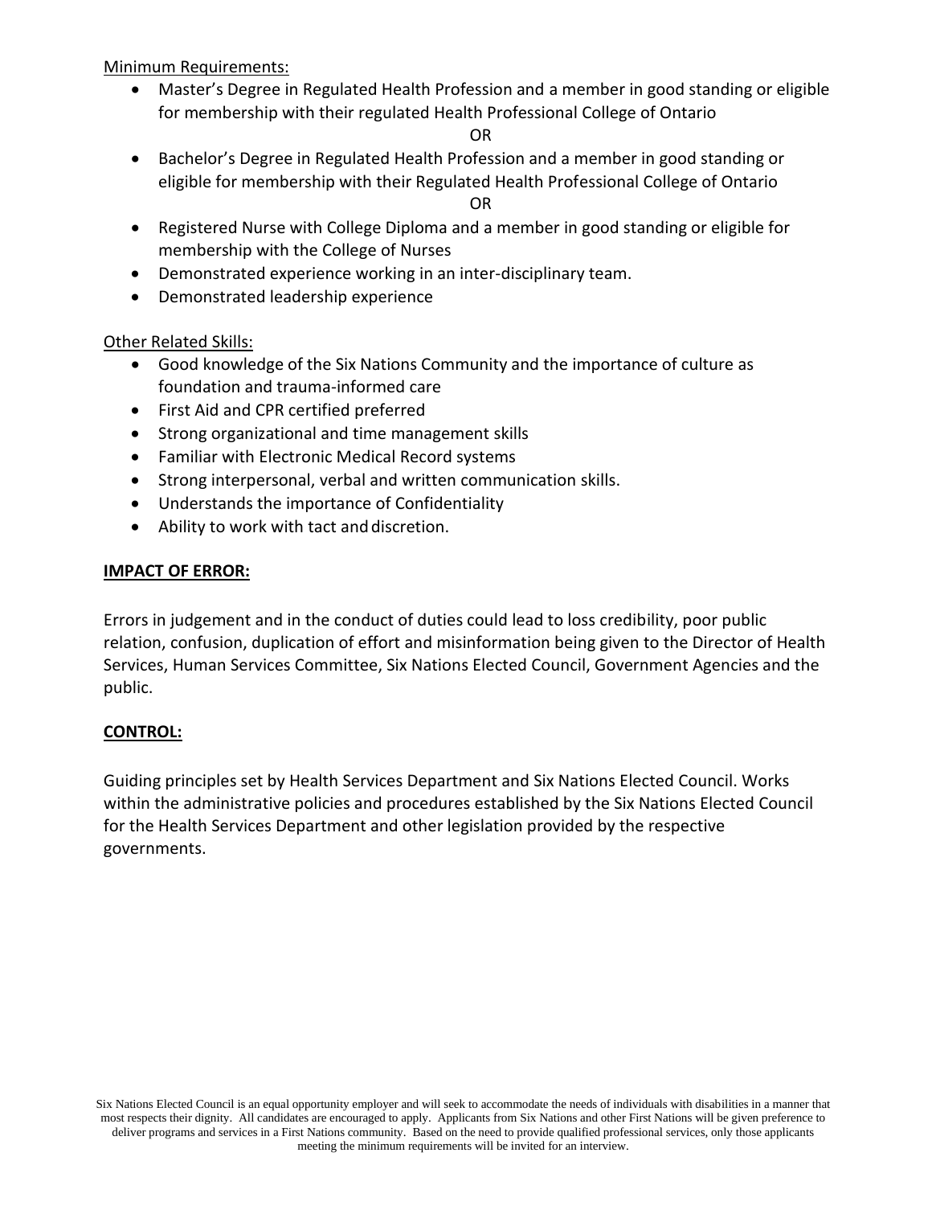Minimum Requirements:

- Master's Degree in Regulated Health Profession and a member in good standing or eligible for membership with their regulated Health Professional College of Ontario

OR

- Bachelor's Degree in Regulated Health Profession and a member in good standing or eligible for membership with their Regulated Health Professional College of Ontario

OR

- Registered Nurse with College Diploma and a member in good standing or eligible for membership with the College of Nurses
- Demonstrated experience working in an inter-disciplinary team.
- Demonstrated leadership experience

Other Related Skills:

- Good knowledge of the Six Nations Community and the importance of culture as foundation and trauma-informed care
- First Aid and CPR certified preferred
- Strong organizational and time management skills
- Familiar with Electronic Medical Record systems
- Strong interpersonal, verbal and written communication skills.
- Understands the importance of Confidentiality
- Ability to work with tact and discretion.

**IMPACT OF ERROR:**

Errors in judgement and in the conduct of duties could lead to loss credibility, poor public relation, confusion, duplication of effort and misinformation being given to the Director of Health Services, Human Services Committee, Six Nations Elected Council, Government Agencies and the public.

**CONTROL:**

Guiding principles set by Health Services Department and Six Nations Elected Council. Works within the administrative policies and procedures established by the Six Nations Elected Council for the Health Services Department and other legislation provided by the respective governments.

Six Nations Elected Council is an equal opportunity employer and will seek to accommodate the needs of individuals with disabilities in a manner that most respects their dignity. All candidates are encouraged to apply. Applicants from Six Nations and other First Nations will be given preference to deliver programs and services in a First Nations community. Based on the need to provide qualified professional services, only those applicants meeting the minimum requirements will be invited for an interview.